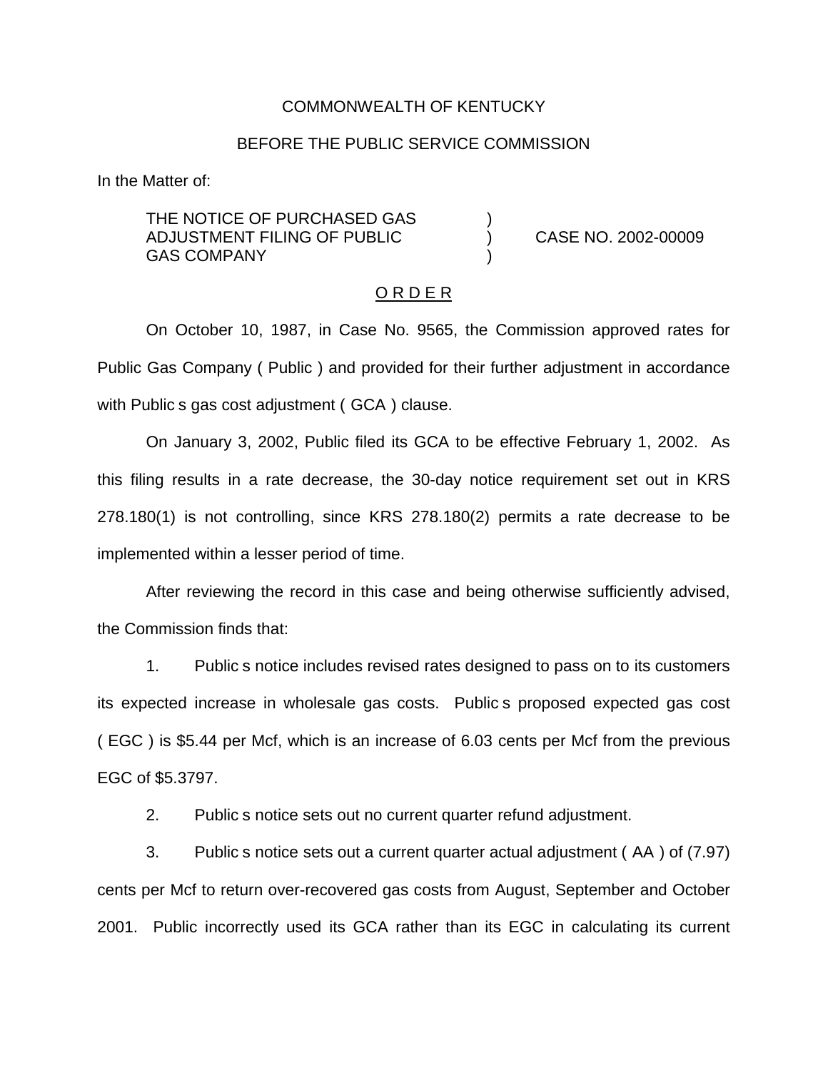COMMONWEALTH OF KENTUCKY

BEFORE THE PUBLIC SERVICE COMMISSION

In the Matter of:

THE NOTICE OF PURCHASED GAS ADJUSTMENT FILING OF PUBLIC GAS COMPANY ) CASE NO. 2002-00009

O R D E R

On October 10, 1987, in Case No. 9565, the Commission approved rates for Public Gas Company ( Public ) and provided for their further adjustment in accordance with Public s gas cost adjustment ( GCA ) clause.

On January 3, 2002, Public filed its GCA to be effective February 1, 2002. As this filing results in a rate decrease, the 30-day notice requirement set out in KRS 278.180(1) is not controlling, since KRS 278.180(2) permits a rate decrease to be implemented within a lesser period of time.

After reviewing the record in this case and being otherwise sufficiently advised, the Commission finds that:

1. Public s notice includes revised rates designed to pass on to its customers its expected increase in wholesale gas costs. Public s proposed expected gas cost ( EGC ) is $5.44 per Mcf, which is an increase of 6.03 cents per Mcf from the previous EGC of $5.3797.

2. Public s notice sets out no current quarter refund adjustment.

3. Public s notice sets out a current quarter actual adjustment ( AA ) of (7.97) cents per Mcf to return over-recovered gas costs from August, September and October 2001. Public incorrectly used its GCA rather than its EGC in calculating its current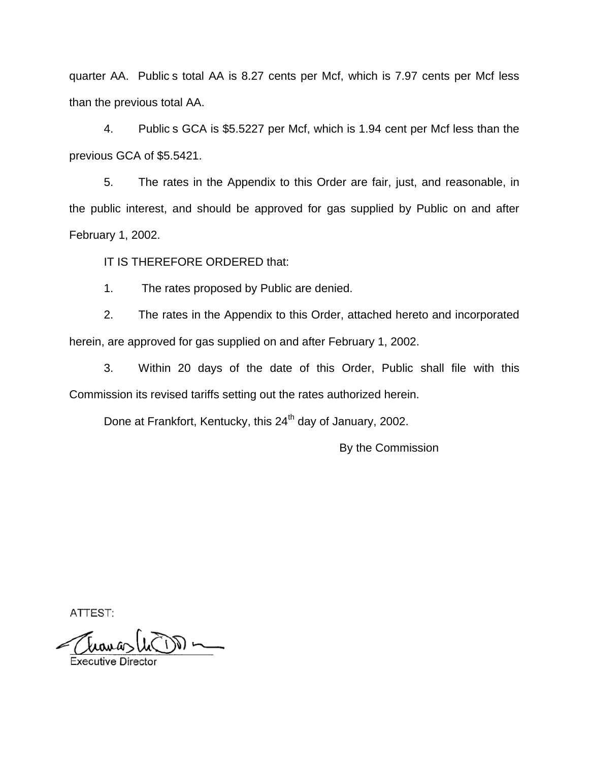quarter AA. Public s total AA is 8.27 cents per Mcf, which is 7.97 cents per Mcf less than the previous total AA.

4. Public s GCA is $5.5227 per Mcf, which is 1.94 cent per Mcf less than the previous GCA of $5.5421.

5. The rates in the Appendix to this Order are fair, just, and reasonable, in the public interest, and should be approved for gas supplied by Public on and after February 1, 2002.

IT IS THEREFORE ORDERED that:

1. The rates proposed by Public are denied.

2. The rates in the Appendix to this Order, attached hereto and incorporated herein, are approved for gas supplied on and after February 1, 2002.

3. Within 20 days of the date of this Order, Public shall file with this Commission its revised tariffs setting out the rates authorized herein.

Done at Frankfort, Kentucky, this 24th day of January, 2002.

By the Commission

ATTEST:

Executive Director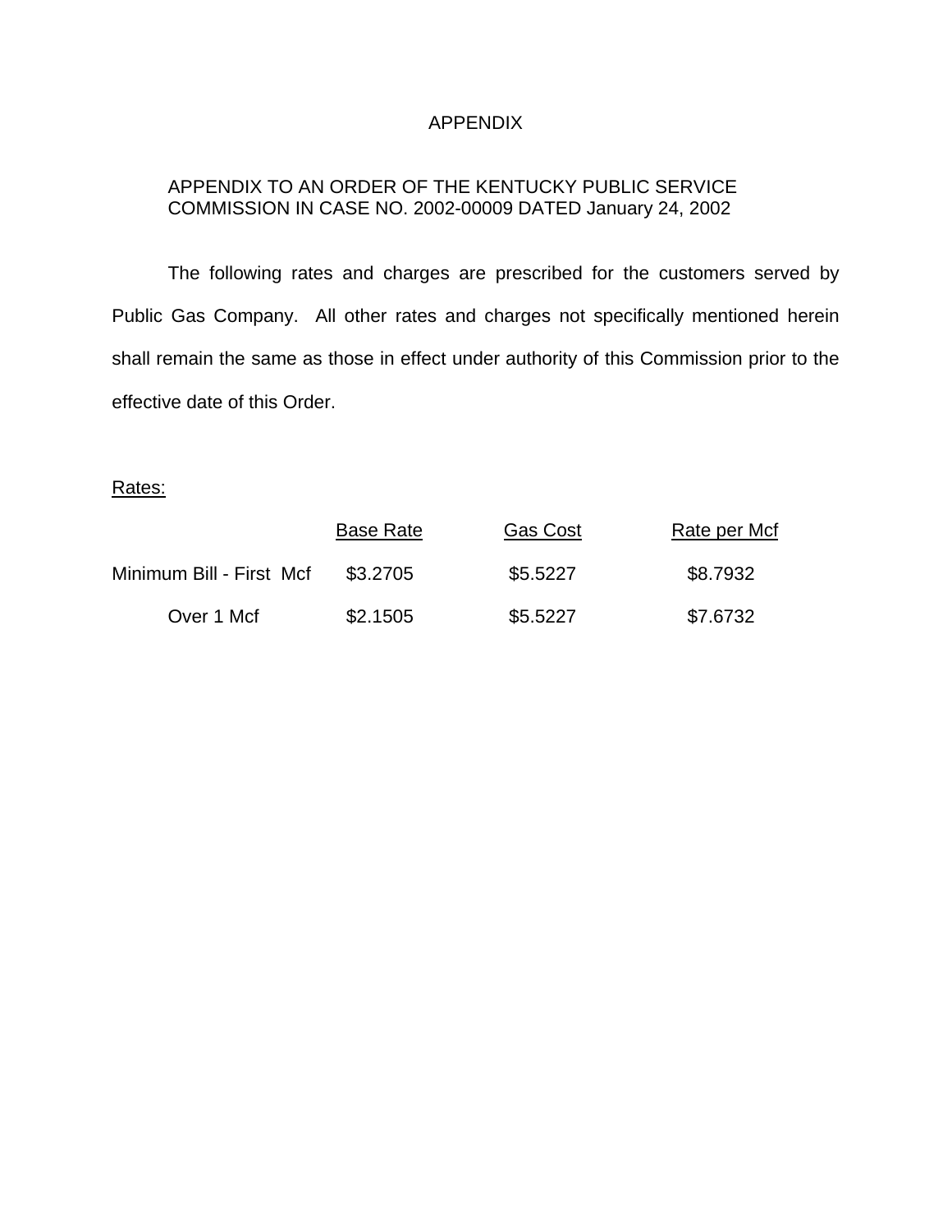# APPENDIX

APPENDIX TO AN ORDER OF THE KENTUCKY PUBLIC SERVICE COMMISSION IN CASE NO. 2002-00009 DATED January 24, 2002

The following rates and charges are prescribed for the customers served by Public Gas Company. All other rates and charges not specifically mentioned herein shall remain the same as those in effect under authority of this Commission prior to the effective date of this Order.

Rates:

| | Base Rate | Gas Cost | Rate per Mcf |
|---|---|---|---|
| Minimum Bill - First Mcf | $3.2705 | $5.5227 | $8.7932 |
| Over 1 Mcf | $2.1505 | $5.5227 | $7.6732 |